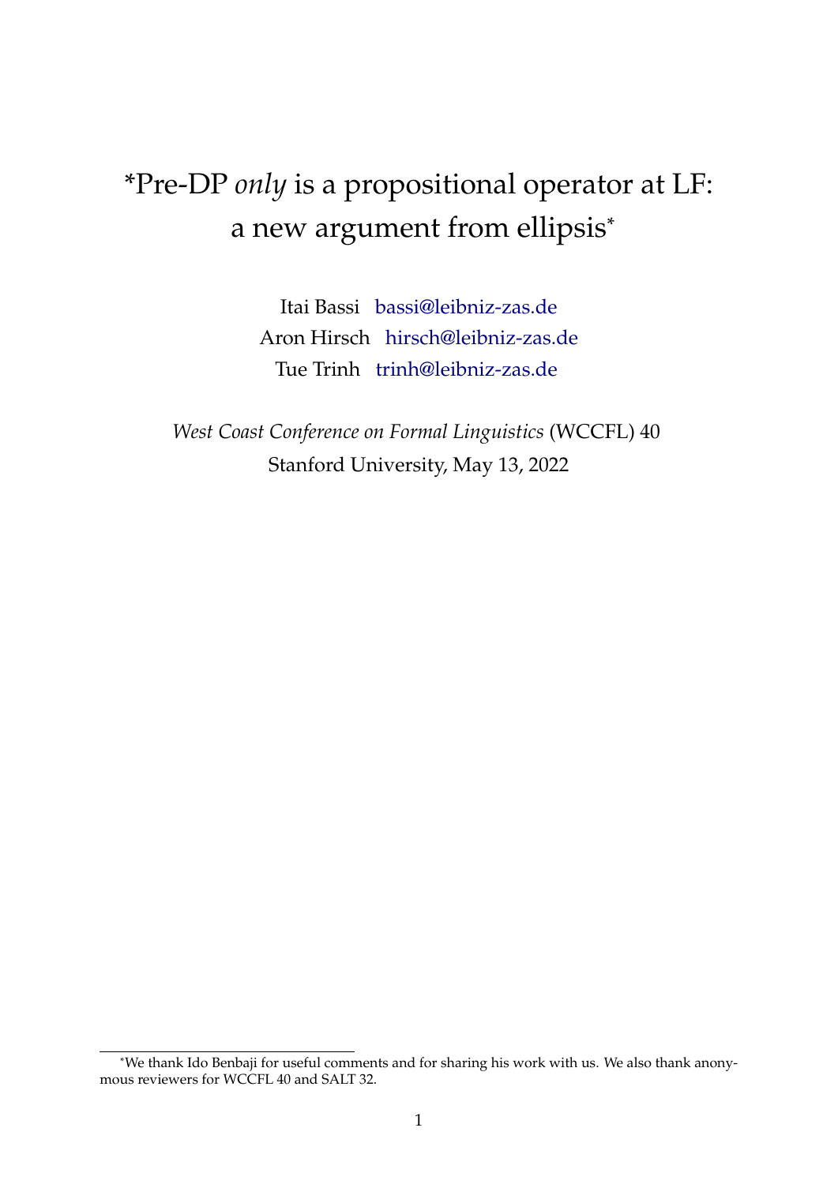# *Pre-DP *only* is a propositional operator at LF: a new argument from ellipsis*

Itai Bassi bassi@leibniz-zas.de
Aron Hirsch hirsch@leibniz-zas.de
Tue Trinh trinh@leibniz-zas.de

*West Coast Conference on Formal Linguistics* (WCCFL) 40
Stanford University, May 13, 2022

---

*We thank Ido Benbaji for useful comments and for sharing his work with us. We also thank anonymous reviewers for WCCFL 40 and SALT 32.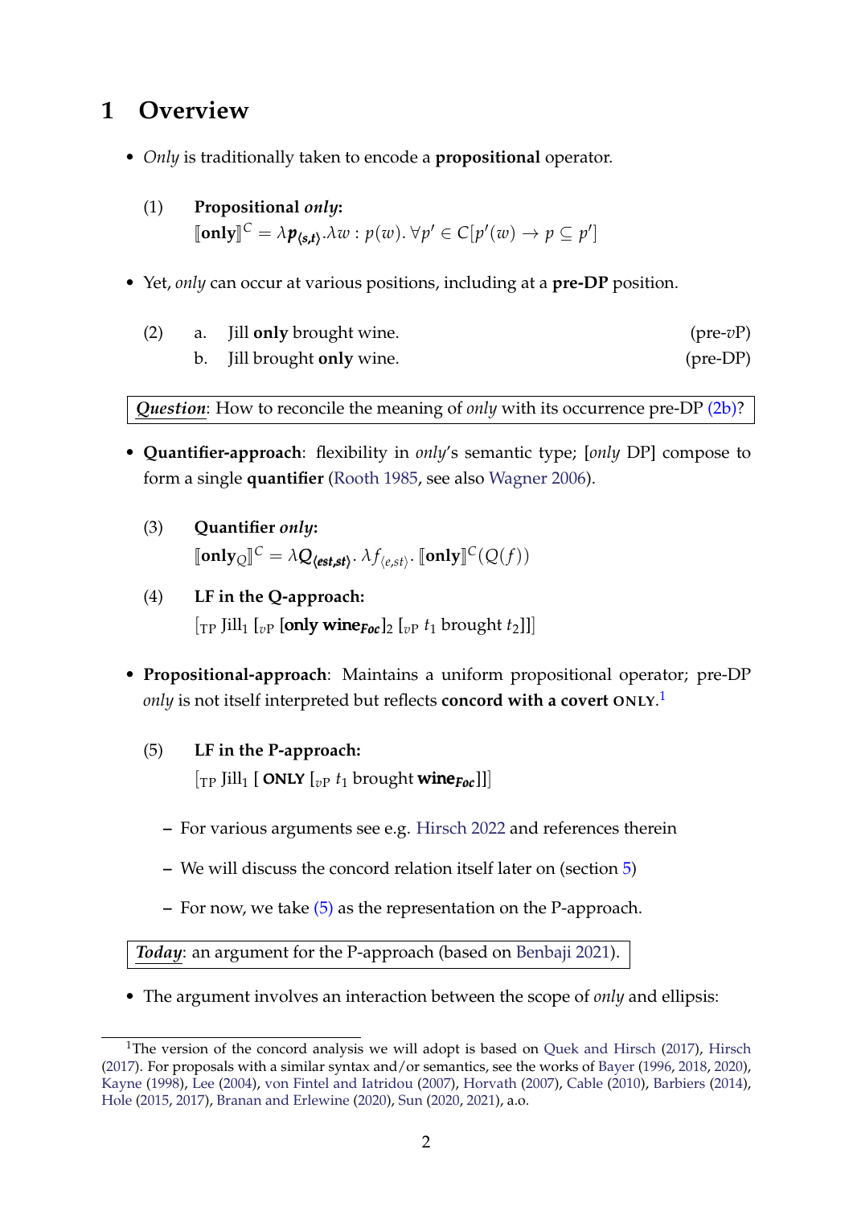# 1 Overview

- *Only* is traditionally taken to encode a **propositional** operator.

(1) **Propositional *only*:**
$[\![\textbf{only}]\!]^C = \lambda \boldsymbol{p}_{\boldsymbol{\langle s,t\rangle}}.\lambda w : p(w).\, \forall p' \in C[p'(w) \rightarrow p \subseteq p']$

- Yet, *only* can occur at various positions, including at a **pre-DP** position.

(2) a. Jill **only** brought wine. (pre-$v$P)
b. Jill brought **only** wine. (pre-DP)

***Question***: How to reconcile the meaning of *only* with its occurrence pre-DP (2b)?

- **Quantifier-approach**: flexibility in *only*'s semantic type; [*only* DP] compose to form a single **quantifier** (Rooth 1985, see also Wagner 2006).

(3) **Quantifier *only*:**
$[\![\textbf{only}_Q]\!]^C = \lambda \boldsymbol{Q}_{\boldsymbol{\langle est,st\rangle}}.\, \lambda f_{\langle e,st\rangle}.\, [\![\textbf{only}]\!]^C(Q(f))$

(4) **LF in the Q-approach:**
$[_{\text{TP}}$ Jill$_1$ $[_{v\text{P}}$ [**only wine$_{\textit{Foc}}$**]$_2$ $[_{v\text{P}}$ $t_1$ brought $t_2$]]]

- **Propositional-approach**: Maintains a uniform propositional operator; pre-DP *only* is not itself interpreted but reflects **concord with a covert ONLY**.[1]

(5) **LF in the P-approach:**
$[_{\text{TP}}$ Jill$_1$ [ **ONLY** $[_{v\text{P}}$ $t_1$ brought **wine$_{\textit{Foc}}$**]]]

  – For various arguments see e.g. Hirsch 2022 and references therein
  – We will discuss the concord relation itself later on (section 5)
  – For now, we take (5) as the representation on the P-approach.

***Today***: an argument for the P-approach (based on Benbaji 2021).

- The argument involves an interaction between the scope of *only* and ellipsis:

---

[1] The version of the concord analysis we will adopt is based on Quek and Hirsch (2017), Hirsch (2017). For proposals with a similar syntax and/or semantics, see the works of Bayer (1996, 2018, 2020), Kayne (1998), Lee (2004), von Fintel and Iatridou (2007), Horvath (2007), Cable (2010), Barbiers (2014), Hole (2015, 2017), Branan and Erlewine (2020), Sun (2020, 2021), a.o.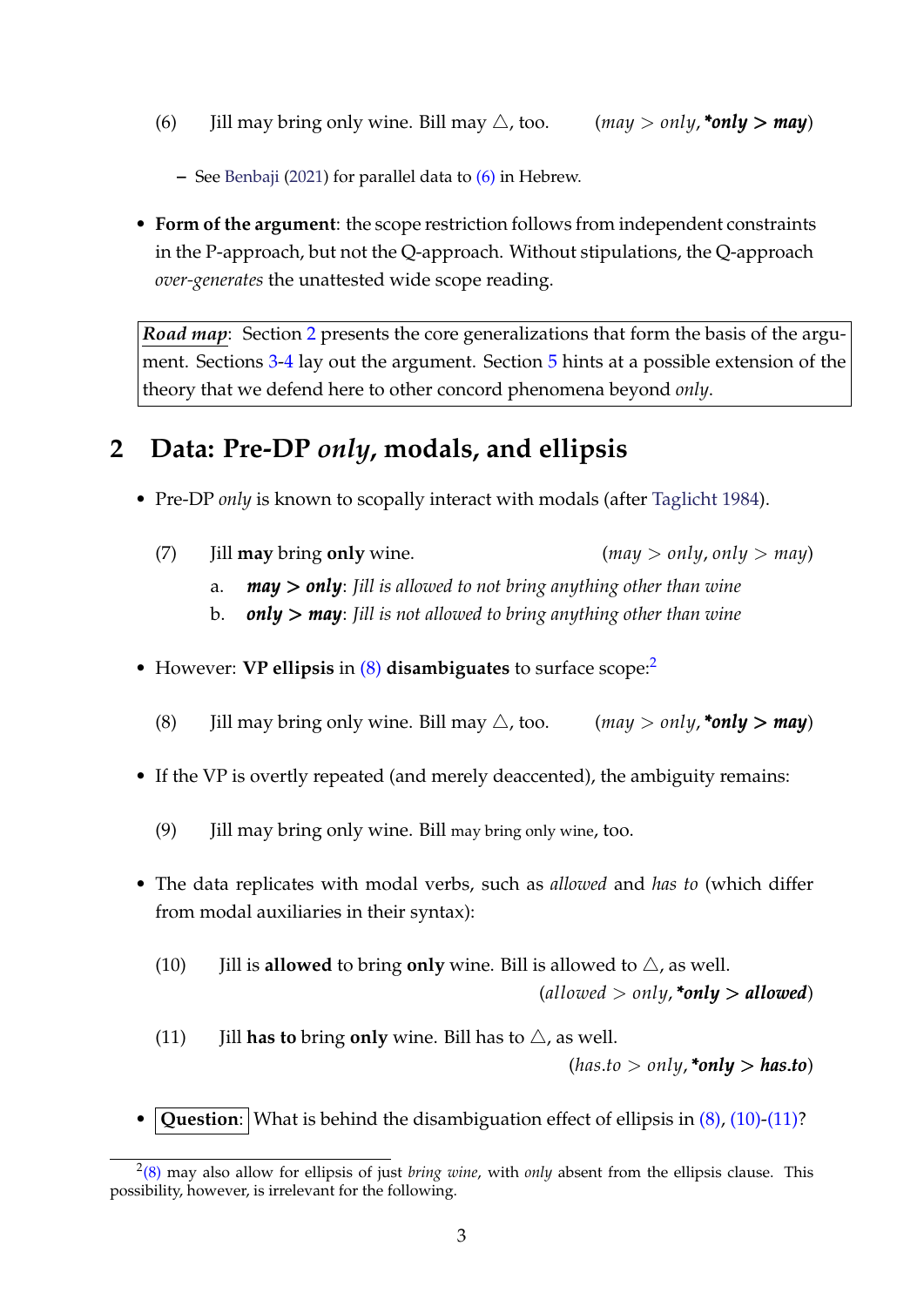(6) Jill may bring only wine. Bill may △, too. (*may* > *only*, ***only > may***)

- See Benbaji (2021) for parallel data to (6) in Hebrew.

- **Form of the argument**: the scope restriction follows from independent constraints in the P-approach, but not the Q-approach. Without stipulations, the Q-approach *over-generates* the unattested wide scope reading.

> ***Road map***: Section 2 presents the core generalizations that form the basis of the argument. Sections 3-4 lay out the argument. Section 5 hints at a possible extension of the theory that we defend here to other concord phenomena beyond *only*.

## 2 Data: Pre-DP *only*, modals, and ellipsis

- Pre-DP *only* is known to scopally interact with modals (after Taglicht 1984).

(7) Jill **may** bring **only** wine. (*may* > *only*, *only* > *may*)

a. ***may > only***: *Jill is allowed to not bring anything other than wine*

b. ***only > may***: *Jill is not allowed to bring anything other than wine*

- However: **VP ellipsis** in (8) **disambiguates** to surface scope:[2]

(8) Jill may bring only wine. Bill may △, too. (*may* > *only*, ***only > may***)

- If the VP is overtly repeated (and merely deaccented), the ambiguity remains:

(9) Jill may bring only wine. Bill may bring only wine, too.

- The data replicates with modal verbs, such as *allowed* and *has to* (which differ from modal auxiliaries in their syntax):

(10) Jill is **allowed** to bring **only** wine. Bill is allowed to △, as well. (*allowed* > *only*, ***only > allowed***)

(11) Jill **has to** bring **only** wine. Bill has to △, as well. (*has.to* > *only*, ***only > has.to***)

- **Question**: What is behind the disambiguation effect of ellipsis in (8), (10)-(11)?

---

[2] (8) may also allow for ellipsis of just *bring wine*, with *only* absent from the ellipsis clause. This possibility, however, is irrelevant for the following.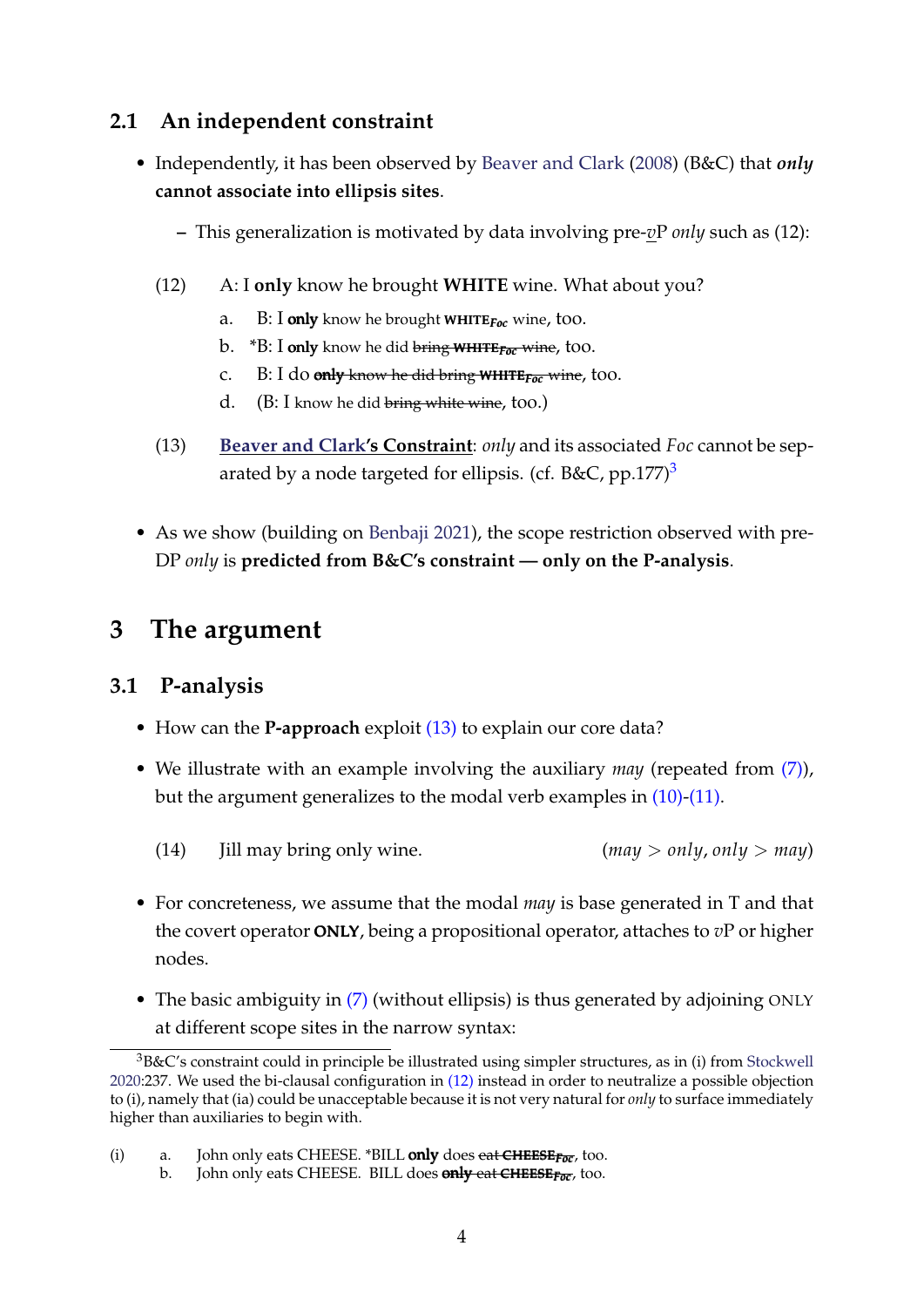## 2.1 An independent constraint

- Independently, it has been observed by Beaver and Clark (2008) (B&C) that ***only* cannot associate into ellipsis sites**.
  - This generalization is motivated by data involving pre-<u>*v*</u>P *only* such as (12):

(12) A: I **only** know he brought **WHITE** wine. What about you?

a. B: I **only** know he brought **WHITE**$_{Foc}$ wine, too.

b. \*B: I **only** know he did ~~bring **WHITE**$_{Foc}$ wine~~, too.

c. B: I do ~~**only** know he did bring **WHITE**$_{Foc}$ wine~~, too.

d. (B: I know he did ~~bring white wine~~, too.)

(13) **Beaver and Clark's Constraint**: *only* and its associated *Foc* cannot be separated by a node targeted for ellipsis. (cf. B&C, pp.177)[3]

- As we show (building on Benbaji 2021), the scope restriction observed with pre-DP *only* is **predicted from B&C's constraint — only on the P-analysis**.

# 3 The argument

## 3.1 P-analysis

- How can the **P-approach** exploit (13) to explain our core data?
- We illustrate with an example involving the auxiliary *may* (repeated from (7)), but the argument generalizes to the modal verb examples in (10)-(11).

(14) Jill may bring only wine. ($may > only$, $only > may$)

- For concreteness, we assume that the modal *may* is base generated in T and that the covert operator **ONLY**, being a propositional operator, attaches to *v*P or higher nodes.
- The basic ambiguity in (7) (without ellipsis) is thus generated by adjoining ONLY at different scope sites in the narrow syntax:

---

[3] B&C's constraint could in principle be illustrated using simpler structures, as in (i) from Stockwell 2020:237. We used the bi-clausal configuration in (12) instead in order to neutralize a possible objection to (i), namely that (ia) could be unacceptable because it is not very natural for *only* to surface immediately higher than auxiliaries to begin with.

(i) a. John only eats CHEESE. \*BILL **only** does ~~eat **CHEESE**$_{Foc}$~~, too.
 b. John only eats CHEESE. BILL does ~~**only** eat **CHEESE**$_{Foc}$~~, too.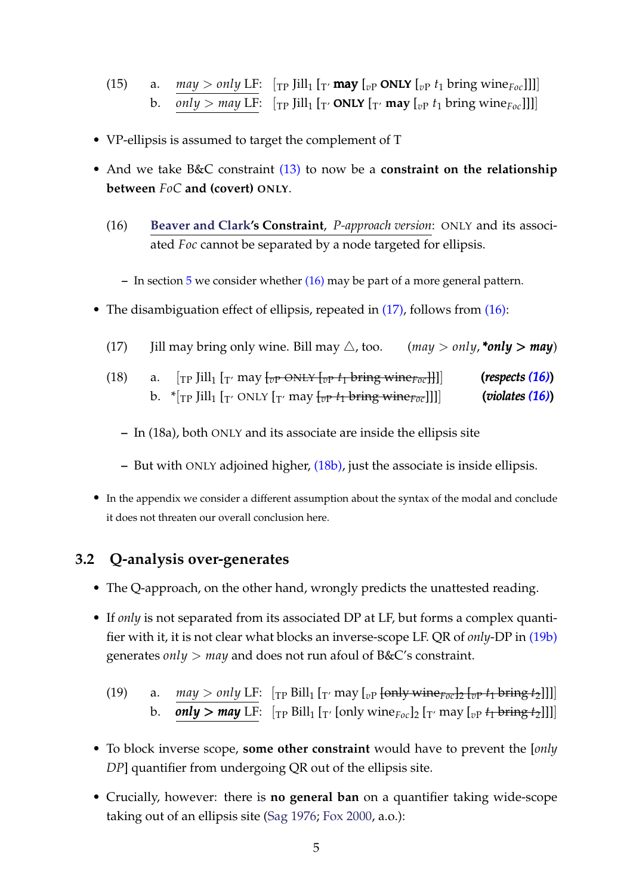(15) a. <u>*may* > *only* LF:</u> [$_{\text{TP}}$ Jill$_1$ [$_{\text{T'}}$ **may** [$_{v\text{P}}$ **ONLY** [$_{v\text{P}}$ $t_1$ bring wine$_{Foc}$]]]]
     b. <u>*only* > *may* LF:</u> [$_{\text{TP}}$ Jill$_1$ [$_{\text{T'}}$ **ONLY** [$_{\text{T'}}$ **may** [$_{v\text{P}}$ $t_1$ bring wine$_{Foc}$]]]]

- VP-ellipsis is assumed to target the complement of T
- And we take B&C constraint (13) to now be a **constraint on the relationship between** *FoC* **and (covert) ONLY**.

  (16) <u>**Beaver and Clark's Constraint**, *P-approach version*</u>: ONLY and its associated *Foc* cannot be separated by a node targeted for ellipsis.

  – In section 5 we consider whether (16) may be part of a more general pattern.

- The disambiguation effect of ellipsis, repeated in (17), follows from (16):

  (17) Jill may bring only wine. Bill may △, too. (*may* > *only*, ***only* > *may***)

  (18) a. [$_{\text{TP}}$ Jill$_1$ [$_{\text{T'}}$ may ~~[$_{v\text{P}}$ ONLY [$_{v\text{P}}$ $t_1$ bring wine$_{Foc}$]]~~]] (***respects* (16)**)
       b. *[$_{\text{TP}}$ Jill$_1$ [$_{\text{T'}}$ ONLY [$_{\text{T'}}$ may ~~[$_{v\text{P}}$ $t_1$ bring wine$_{Foc}$]~~]]] (***violates* (16)**)

  – In (18a), both ONLY and its associate are inside the ellipsis site

  – But with ONLY adjoined higher, (18b), just the associate is inside ellipsis.

- In the appendix we consider a different assumption about the syntax of the modal and conclude it does not threaten our overall conclusion here.

## 3.2 Q-analysis over-generates

- The Q-approach, on the other hand, wrongly predicts the unattested reading.
- If *only* is not separated from its associated DP at LF, but forms a complex quantifier with it, it is not clear what blocks an inverse-scope LF. QR of *only*-DP in (19b) generates *only* > *may* and does not run afoul of B&C's constraint.

  (19) a. <u>*may* > *only* LF:</u> [$_{\text{TP}}$ Bill$_1$ [$_{\text{T'}}$ may [$_{v\text{P}}$ ~~[only wine$_{Foc}$]$_2$ [$_{v\text{P}}$ $t_1$ bring $t_2$]~~]]]
       b. <u>***only* > *may* LF:**</u> [$_{\text{TP}}$ Bill$_1$ [$_{\text{T'}}$ [only wine$_{Foc}$]$_2$ [$_{\text{T'}}$ may [$_{v\text{P}}$ ~~$t_1$ bring $t_2$~~]]]]

- To block inverse scope, **some other constraint** would have to prevent the [*only DP*] quantifier from undergoing QR out of the ellipsis site.
- Crucially, however: there is **no general ban** on a quantifier taking wide-scope taking out of an ellipsis site (Sag 1976; Fox 2000, a.o.):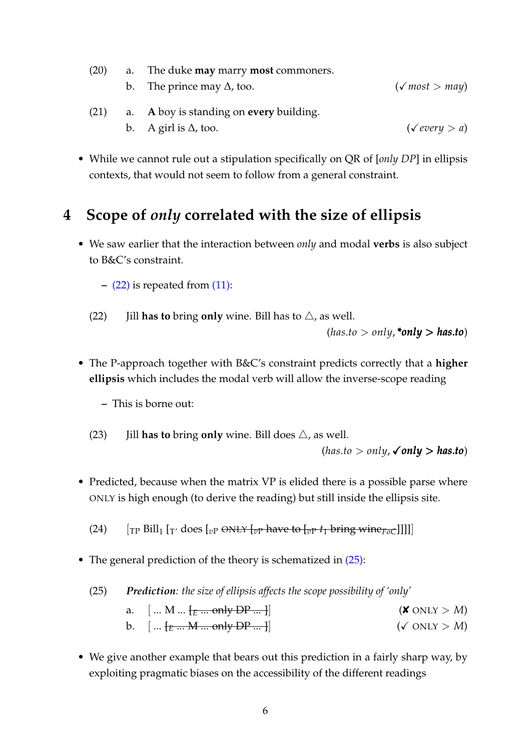(20) a. The duke **may** marry **most** commoners.
b. The prince may Δ, too. (✓*most* > *may*)

(21) a. **A** boy is standing on **every** building.
b. A girl is Δ, too. (✓*every* > *a*)

- While we cannot rule out a stipulation specifically on QR of [*only DP*] in ellipsis contexts, that would not seem to follow from a general constraint.

## 4 Scope of *only* correlated with the size of ellipsis

- We saw earlier that the interaction between *only* and modal **verbs** is also subject to B&C's constraint.
  - (22) is repeated from (11):

(22) Jill **has to** bring **only** wine. Bill has to △, as well.
(*has.to* > *only*, ***only > has.to***)

- The P-approach together with B&C's constraint predicts correctly that a **higher ellipsis** which includes the modal verb will allow the inverse-scope reading
  - This is borne out:

(23) Jill **has to** bring **only** wine. Bill does △, as well.
(*has.to* > *only*, ✓***only > has.to***)

- Predicted, because when the matrix VP is elided there is a possible parse where ONLY is high enough (to derive the reading) but still inside the ellipsis site.

(24) [$_{\text{TP}}$ Bill$_1$ [$_{\text{T}'}$ does [$_{v\text{P}}$ ~~ONLY [$_{v\text{P}}$ have to [$_{v\text{P}}$ $t_1$ bring wine$_{FoC}$]]]]]~~

- The general prediction of the theory is schematized in (25):

(25) ***Prediction**: the size of ellipsis affects the scope possibility of 'only'*
a. [ ... M ... ~~[$_E$ ... only DP ... ]~~] (✘ ONLY > *M*)
b. [ ... ~~[$_E$ ... M ... only DP ... ]~~] (✓ ONLY > *M*)

- We give another example that bears out this prediction in a fairly sharp way, by exploiting pragmatic biases on the accessibility of the different readings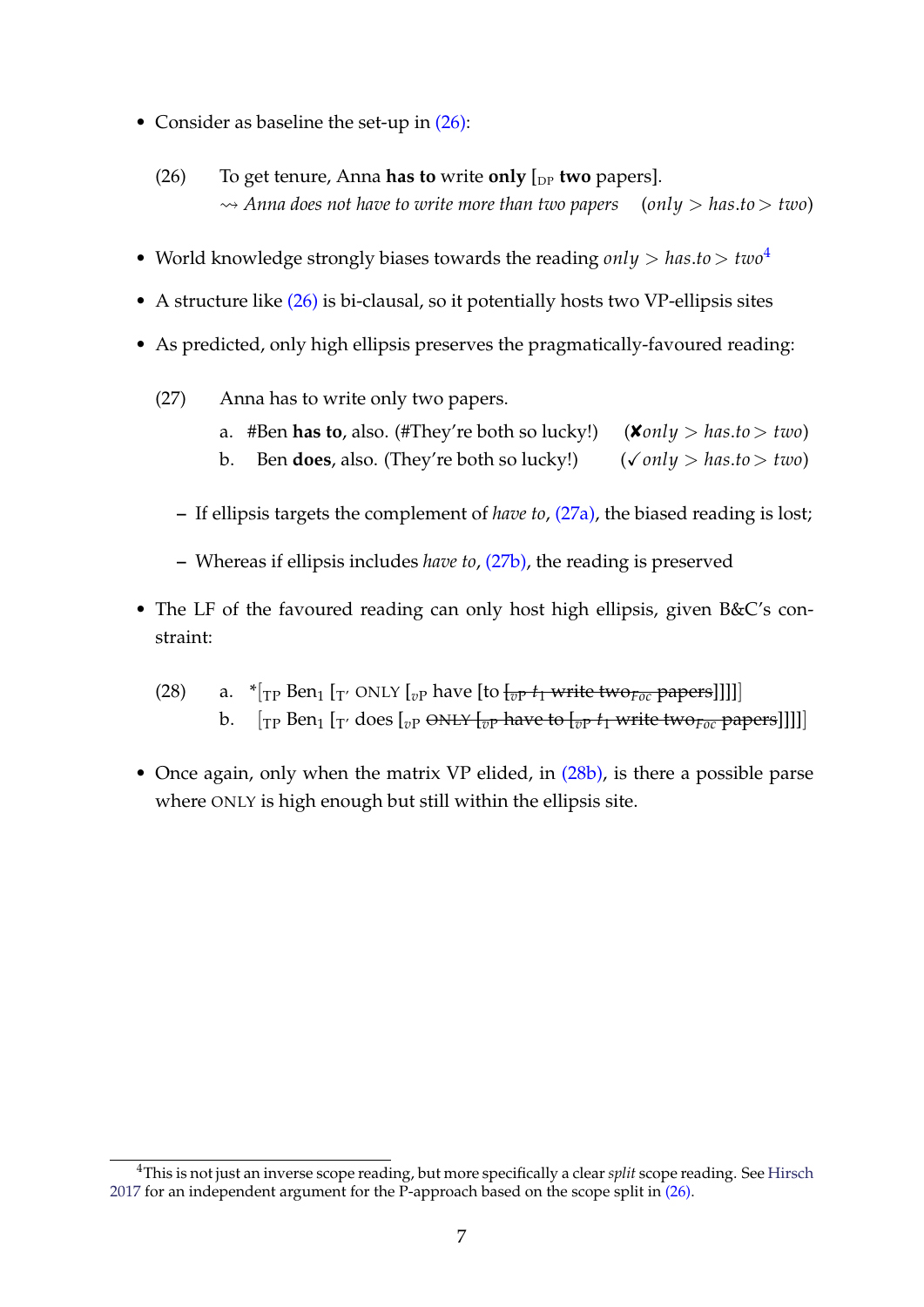- Consider as baseline the set-up in (26):

(26) To get tenure, Anna **has to** write **only** [$_{\text{DP}}$ **two** papers].
⇝ *Anna does not have to write more than two papers* (*only* > *has.to* > *two*)

- World knowledge strongly biases towards the reading *only* > *has.to* > *two*[4]
- A structure like (26) is bi-clausal, so it potentially hosts two VP-ellipsis sites
- As predicted, only high ellipsis preserves the pragmatically-favoured reading:

(27) Anna has to write only two papers.

a. #Ben **has to**, also. (#They're both so lucky!) (✘*only* > *has.to* > *two*)

b. Ben **does**, also. (They're both so lucky!) (✓*only* > *has.to* > *two*)

  – If ellipsis targets the complement of *have to*, (27a), the biased reading is lost;

  – Whereas if ellipsis includes *have to*, (27b), the reading is preserved

- The LF of the favoured reading can only host high ellipsis, given B&C's constraint:

(28) a. *[$_{\text{TP}}$ Ben$_1$ [$_{\text{T'}}$ ONLY [$_{v\text{P}}$ have [to ~~[$_{v\text{P}}$ $t_1$ write two$_{Foc}$ papers]~~]]]]

b. [$_{\text{TP}}$ Ben$_1$ [$_{\text{T'}}$ does [$_{v\text{P}}$ ~~ONLY [$_{v\text{P}}$ have to [$_{v\text{P}}$ $t_1$ write two$_{Foc}$ papers]~~]]]]

- Once again, only when the matrix VP elided, in (28b), is there a possible parse where ONLY is high enough but still within the ellipsis site.

---

[4] This is not just an inverse scope reading, but more specifically a clear *split* scope reading. See Hirsch 2017 for an independent argument for the P-approach based on the scope split in (26).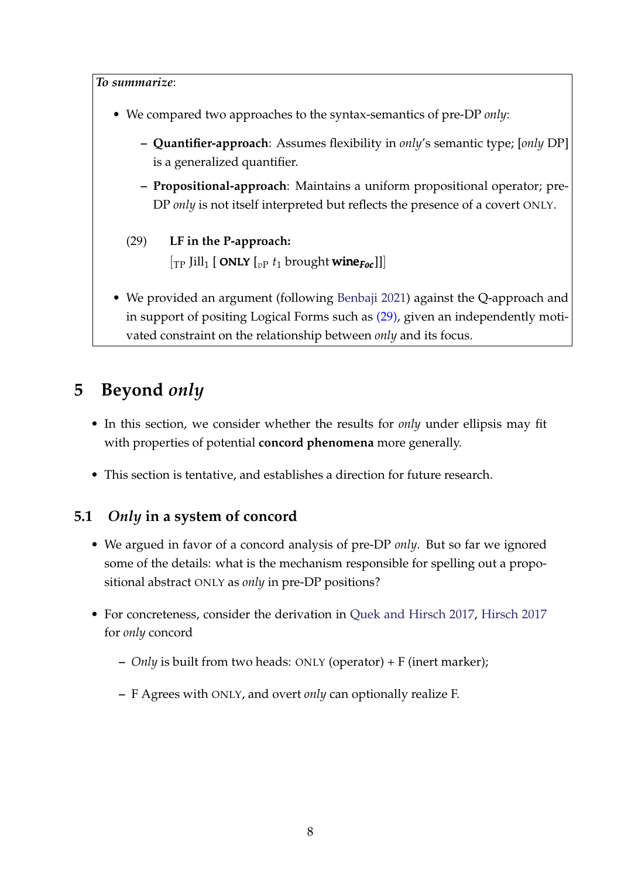*To summarize*:

- We compared two approaches to the syntax-semantics of pre-DP *only*:
  - **Quantifier-approach**: Assumes flexibility in *only*'s semantic type; [*only* DP] is a generalized quantifier.
  - **Propositional-approach**: Maintains a uniform propositional operator; pre-DP *only* is not itself interpreted but reflects the presence of a covert ONLY.

(29) **LF in the P-approach:**
$[_{\text{TP}}$ Jill$_1$ [ **ONLY** $[_{v\text{P}}$ $t_1$ brought **wine**$_{\textbf{\textit{Foc}}}$]]]

- We provided an argument (following Benbaji 2021) against the Q-approach and in support of positing Logical Forms such as (29), given an independently motivated constraint on the relationship between *only* and its focus.

# 5 Beyond *only*

- In this section, we consider whether the results for *only* under ellipsis may fit with properties of potential **concord phenomena** more generally.
- This section is tentative, and establishes a direction for future research.

## 5.1 *Only* in a system of concord

- We argued in favor of a concord analysis of pre-DP *only*. But so far we ignored some of the details: what is the mechanism responsible for spelling out a propositional abstract ONLY as *only* in pre-DP positions?
- For concreteness, consider the derivation in Quek and Hirsch 2017, Hirsch 2017 for *only* concord
  - *Only* is built from two heads: ONLY (operator) + F (inert marker);
  - F Agrees with ONLY, and overt *only* can optionally realize F.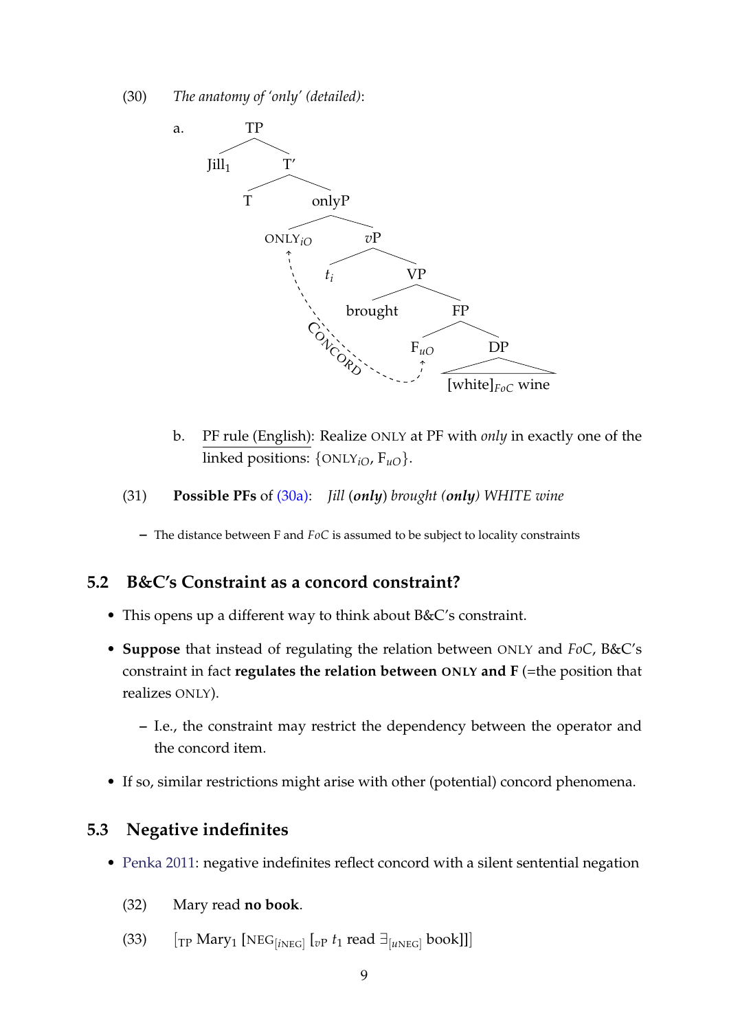(30) *The anatomy of 'only' (detailed)*:

a. [TP Jill$_1$ [T' T [onlyP ONLY$_{iO}$ [$v$P $t_i$ [VP brought [FP F$_{uO}$ [DP [white]$_{FoC}$ wine]]]]]]]

(CONCORD: dependency between ONLY$_{iO}$ and F$_{uO}$)

b. PF rule (English): Realize ONLY at PF with *only* in exactly one of the linked positions: {ONLY$_{iO}$, F$_{uO}$}.

(31) **Possible PFs** of (30a): *Jill (**only**) brought (**only**) WHITE wine*

- The distance between F and *FoC* is assumed to be subject to locality constraints

## 5.2 B&C's Constraint as a concord constraint?

- This opens up a different way to think about B&C's constraint.
- **Suppose** that instead of regulating the relation between ONLY and *FoC*, B&C's constraint in fact **regulates the relation between ONLY and F** (=the position that realizes ONLY).
  - I.e., the constraint may restrict the dependency between the operator and the concord item.
- If so, similar restrictions might arise with other (potential) concord phenomena.

## 5.3 Negative indefinites

- Penka 2011: negative indefinites reflect concord with a silent sentential negation

(32) Mary read **no book**.

(33) [$_{\text{TP}}$ Mary$_1$ [NEG$_{[i\text{NEG}]}$ [$_{v\text{P}}$ $t_1$ read $\exists_{[u\text{NEG}]}$ book]]]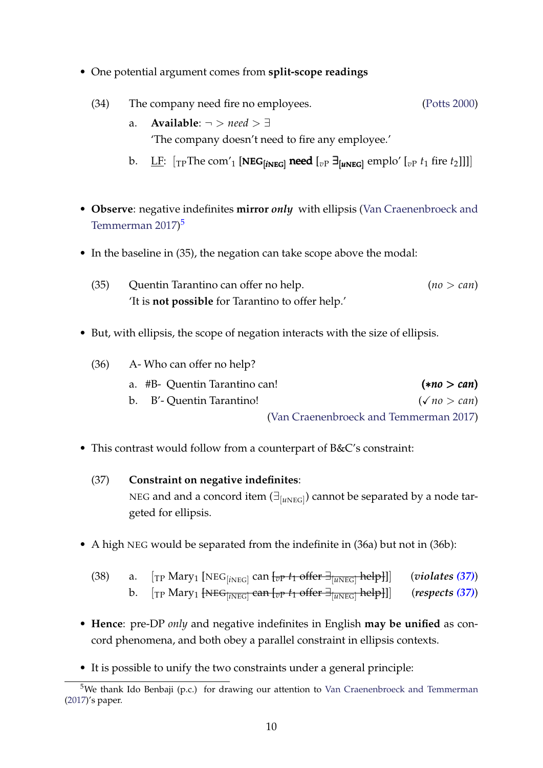- One potential argument comes from **split-scope readings**

(34) The company need fire no employees. (Potts 2000)

a. **Available**: $\neg > need > \exists$
'The company doesn't need to fire any employee.'

b. LF: [$_{TP}$The com'$_1$ **[NEG$_{[iNEG]}$ need** [$_{vP}$ **$\exists_{[uNEG]}$** emplo' [$_{vP}$ $t_1$ fire $t_2$]]]]

- **Observe**: negative indefinites **mirror *only*** with ellipsis (Van Craenenbroeck and Temmerman 2017)[5]

- In the baseline in (35), the negation can take scope above the modal:

(35) Quentin Tarantino can offer no help. (*no* > *can*)
'It is **not possible** for Tarantino to offer help.'

- But, with ellipsis, the scope of negation interacts with the size of ellipsis.

(36) A- Who can offer no help?

a. #B- Quentin Tarantino can! **(*∗no > can*)**

b. B′- Quentin Tarantino! (✓*no* > *can*)

(Van Craenenbroeck and Temmerman 2017)

- This contrast would follow from a counterpart of B&C's constraint:

(37) **Constraint on negative indefinites**:
NEG and and a concord item ($\exists_{[uNEG]}$) cannot be separated by a node targeted for ellipsis.

- A high NEG would be separated from the indefinite in (36a) but not in (36b):

(38) a. [$_{TP}$ Mary$_1$ [NEG$_{[iNEG]}$ can ~~[$_{vP}$ $t_1$ offer $\exists_{[uNEG]}$ help]~~]] (***violates* (37)**)

b. [$_{TP}$ Mary$_1$ ~~[NEG$_{[iNEG]}$ can [$_{vP}$ $t_1$ offer $\exists_{[uNEG]}$ help]]~~] (***respects* (37)**)

- **Hence**: pre-DP *only* and negative indefinites in English **may be unified** as concord phenomena, and both obey a parallel constraint in ellipsis contexts.

- It is possible to unify the two constraints under a general principle:

---

[5] We thank Ido Benbaji (p.c.) for drawing our attention to Van Craenenbroeck and Temmerman (2017)'s paper.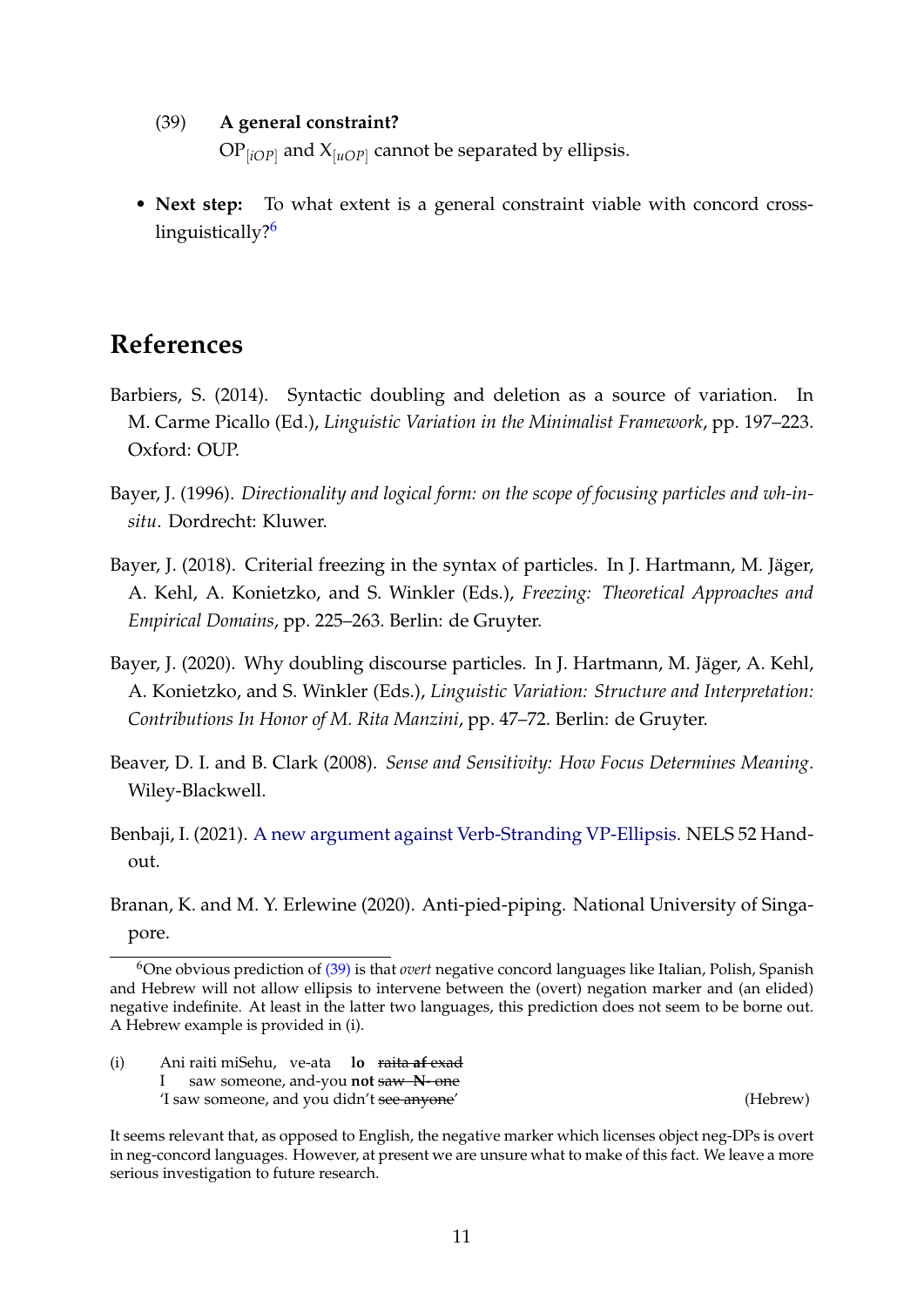(39) **A general constraint?**

$OP_{[iOP]}$ and $X_{[uOP]}$ cannot be separated by ellipsis.

- **Next step:** To what extent is a general constraint viable with concord cross-linguistically?[6]

# References

Barbiers, S. (2014). Syntactic doubling and deletion as a source of variation. In M. Carme Picallo (Ed.), *Linguistic Variation in the Minimalist Framework*, pp. 197–223. Oxford: OUP.

Bayer, J. (1996). *Directionality and logical form: on the scope of focusing particles and wh-in-situ*. Dordrecht: Kluwer.

Bayer, J. (2018). Criterial freezing in the syntax of particles. In J. Hartmann, M. Jäger, A. Kehl, A. Konietzko, and S. Winkler (Eds.), *Freezing: Theoretical Approaches and Empirical Domains*, pp. 225–263. Berlin: de Gruyter.

Bayer, J. (2020). Why doubling discourse particles. In J. Hartmann, M. Jäger, A. Kehl, A. Konietzko, and S. Winkler (Eds.), *Linguistic Variation: Structure and Interpretation: Contributions In Honor of M. Rita Manzini*, pp. 47–72. Berlin: de Gruyter.

Beaver, D. I. and B. Clark (2008). *Sense and Sensitivity: How Focus Determines Meaning*. Wiley-Blackwell.

Benbaji, I. (2021). A new argument against Verb-Stranding VP-Ellipsis. NELS 52 Handout.

Branan, K. and M. Y. Erlewine (2020). Anti-pied-piping. National University of Singapore.

---

[6] One obvious prediction of (39) is that *overt* negative concord languages like Italian, Polish, Spanish and Hebrew will not allow ellipsis to intervene between the (overt) negation marker and (an elided) negative indefinite. At least in the latter two languages, this prediction does not seem to be borne out. A Hebrew example is provided in (i).

(i) Ani raiti miSehu, ve-ata **lo** ~~raita **af** exad~~
 I saw someone, and-you **not** ~~saw N- one~~
 'I saw someone, and you didn't ~~see anyone~~' (Hebrew)

It seems relevant that, as opposed to English, the negative marker which licenses object neg-DPs is overt in neg-concord languages. However, at present we are unsure what to make of this fact. We leave a more serious investigation to future research.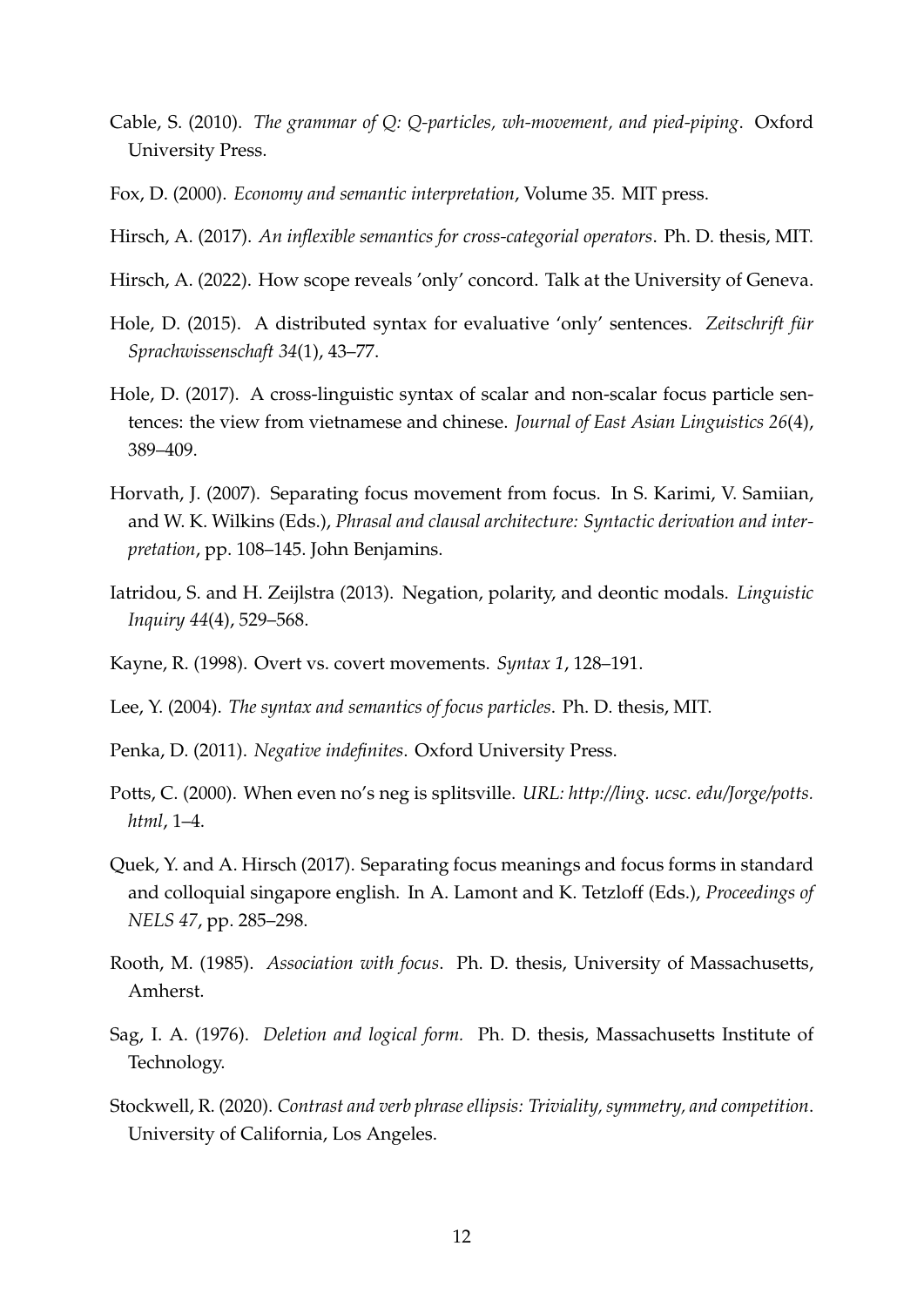Cable, S. (2010). *The grammar of Q: Q-particles, wh-movement, and pied-piping*. Oxford University Press.

Fox, D. (2000). *Economy and semantic interpretation*, Volume 35. MIT press.

Hirsch, A. (2017). *An inflexible semantics for cross-categorial operators*. Ph. D. thesis, MIT.

Hirsch, A. (2022). How scope reveals 'only' concord. Talk at the University of Geneva.

Hole, D. (2015). A distributed syntax for evaluative 'only' sentences. *Zeitschrift für Sprachwissenschaft 34*(1), 43–77.

Hole, D. (2017). A cross-linguistic syntax of scalar and non-scalar focus particle sentences: the view from vietnamese and chinese. *Journal of East Asian Linguistics 26*(4), 389–409.

Horvath, J. (2007). Separating focus movement from focus. In S. Karimi, V. Samiian, and W. K. Wilkins (Eds.), *Phrasal and clausal architecture: Syntactic derivation and interpretation*, pp. 108–145. John Benjamins.

Iatridou, S. and H. Zeijlstra (2013). Negation, polarity, and deontic modals. *Linguistic Inquiry 44*(4), 529–568.

Kayne, R. (1998). Overt vs. covert movements. *Syntax 1*, 128–191.

Lee, Y. (2004). *The syntax and semantics of focus particles*. Ph. D. thesis, MIT.

Penka, D. (2011). *Negative indefinites*. Oxford University Press.

Potts, C. (2000). When even no's neg is splitsville. *URL: http://ling. ucsc. edu/Jorge/potts. html*, 1–4.

Quek, Y. and A. Hirsch (2017). Separating focus meanings and focus forms in standard and colloquial singapore english. In A. Lamont and K. Tetzloff (Eds.), *Proceedings of NELS 47*, pp. 285–298.

Rooth, M. (1985). *Association with focus*. Ph. D. thesis, University of Massachusetts, Amherst.

Sag, I. A. (1976). *Deletion and logical form.* Ph. D. thesis, Massachusetts Institute of Technology.

Stockwell, R. (2020). *Contrast and verb phrase ellipsis: Triviality, symmetry, and competition*. University of California, Los Angeles.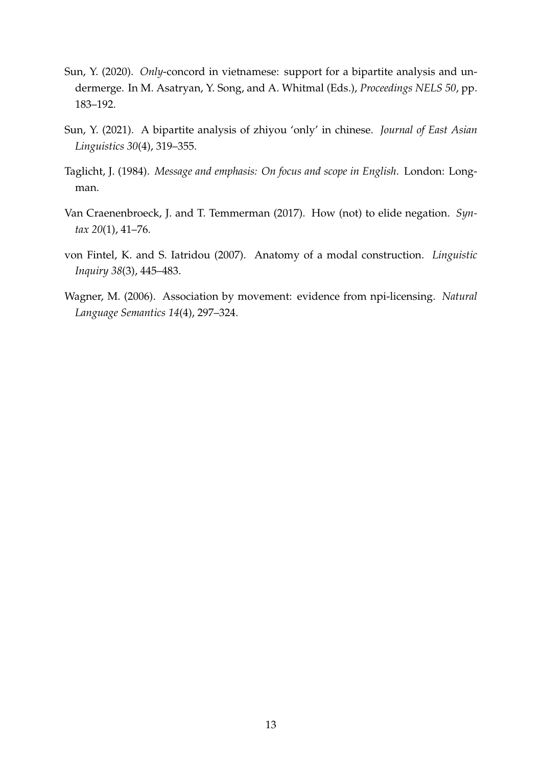Sun, Y. (2020). *Only*-concord in vietnamese: support for a bipartite analysis and undermerge. In M. Asatryan, Y. Song, and A. Whitmal (Eds.), *Proceedings NELS 50*, pp. 183–192.

Sun, Y. (2021). A bipartite analysis of zhiyou 'only' in chinese. *Journal of East Asian Linguistics 30*(4), 319–355.

Taglicht, J. (1984). *Message and emphasis: On focus and scope in English*. London: Longman.

Van Craenenbroeck, J. and T. Temmerman (2017). How (not) to elide negation. *Syntax 20*(1), 41–76.

von Fintel, K. and S. Iatridou (2007). Anatomy of a modal construction. *Linguistic Inquiry 38*(3), 445–483.

Wagner, M. (2006). Association by movement: evidence from npi-licensing. *Natural Language Semantics 14*(4), 297–324.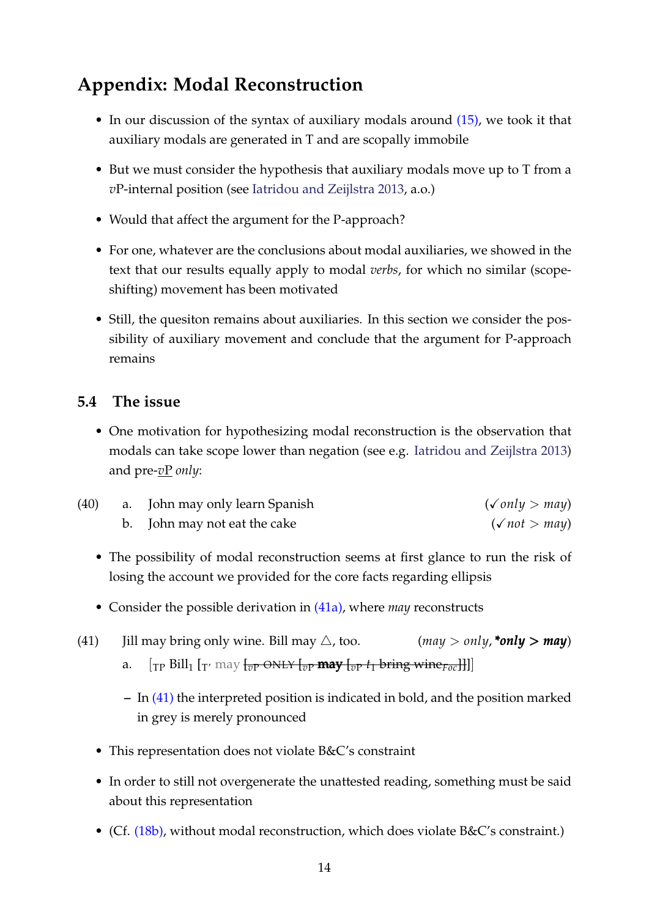# Appendix: Modal Reconstruction

- In our discussion of the syntax of auxiliary modals around (15), we took it that auxiliary modals are generated in T and are scopally immobile
- But we must consider the hypothesis that auxiliary modals move up to T from a *v*P-internal position (see Iatridou and Zeijlstra 2013, a.o.)
- Would that affect the argument for the P-approach?
- For one, whatever are the conclusions about modal auxiliaries, we showed in the text that our results equally apply to modal *verbs*, for which no similar (scope-shifting) movement has been motivated
- Still, the quesiton remains about auxiliaries. In this section we consider the possibility of auxiliary movement and conclude that the argument for P-approach remains

## 5.4 The issue

- One motivation for hypothesizing modal reconstruction is the observation that modals can take scope lower than negation (see e.g. Iatridou and Zeijlstra 2013) and pre-*v*P *only*:

(40) a. John may only learn Spanish (✓*only* > *may*)
  b. John may not eat the cake (✓*not* > *may*)

- The possibility of modal reconstruction seems at first glance to run the risk of losing the account we provided for the core facts regarding ellipsis
- Consider the possible derivation in (41a), where *may* reconstructs

(41) Jill may bring only wine. Bill may △, too. (*may* > *only*, ***only > may***)
  a. [$_{\text{TP}}$ Bill$_1$ [$_{\text{T}'}$ may ~~[$_{v\text{P}}$ ONLY [$_{v\text{P}}$~~ **may** ~~[$_{v\text{P}}$ $t_1$ bring wine$_{Foc}$]]]~~]]

  - In (41) the interpreted position is indicated in bold, and the position marked in grey is merely pronounced

- This representation does not violate B&C's constraint
- In order to still not overgenerate the unattested reading, something must be said about this representation
- (Cf. (18b), without modal reconstruction, which does violate B&C's constraint.)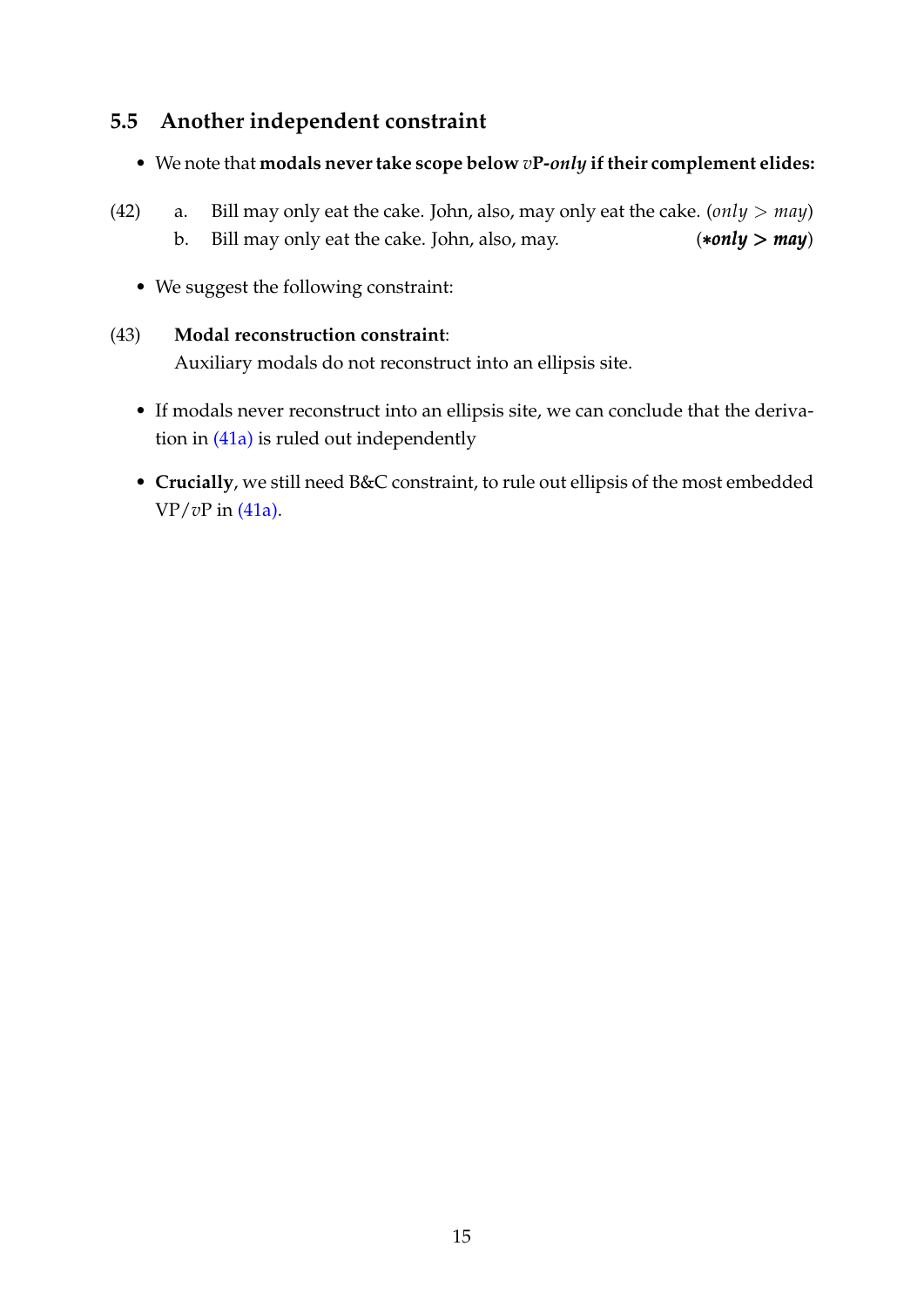## 5.5 Another independent constraint

- We note that **modals never take scope below** ***v*****P-*****only*** **if their complement elides:**

(42) a. Bill may only eat the cake. John, also, may only eat the cake. (*only* > *may*)
  b. Bill may only eat the cake. John, also, may. (***only* > *may**)

- We suggest the following constraint:

(43) **Modal reconstruction constraint**:
  Auxiliary modals do not reconstruct into an ellipsis site.

- If modals never reconstruct into an ellipsis site, we can conclude that the derivation in (41a) is ruled out independently

- **Crucially**, we still need B&C constraint, to rule out ellipsis of the most embedded VP/*v*P in (41a).